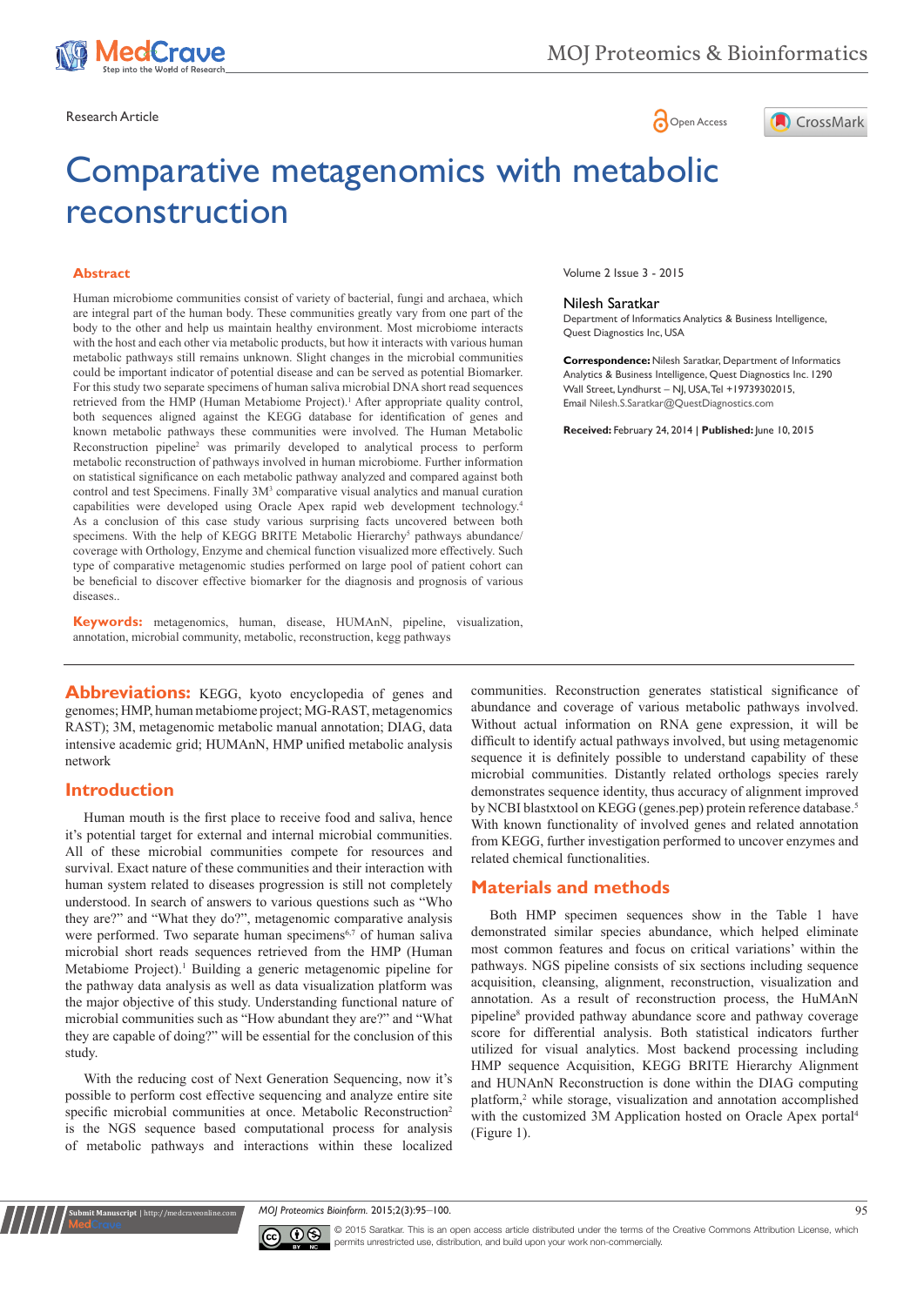Research Article

# Comparative metagenomics with metabolic reconstruction

Volume 2 Issue 3 - 2015

**Nilesh Saratkar**

Department of Informatics Analytics & Business Intelligence, Quest Diagnostics Inc, USA

**Correspondence:** Nilesh Saratkar, Department of Informatics Analytics & Business Intelligence, Quest Diagnostics Inc. 1290 Wall Street, Lyndhurst – NJ, USA, Tel +19739302015, Email Nilesh.S.Saratkar@QuestDiagnostics.com

**Received:** February 24, 2014 | **Published:** June 10, 2015

## Abstract

Human microbiome communities consist of variety of bacterial, fungi and archaea, which are integral part of the human body. These communities greatly vary from one part of the body to the other and help us maintain healthy environment. Most microbiome interacts with the host and each other via metabolic products, but how it interacts with various human metabolic pathways still remains unknown. Slight changes in the microbial communities could be important indicator of potential disease and can be served as potential Biomarker. For this study two separate specimens of human saliva microbial DNA short read sequences retrieved from the HMP (Human Metabiome Project).[1] After appropriate quality control, both sequences aligned against the KEGG database for identification of genes and known metabolic pathways these communities were involved. The Human Metabolic Reconstruction pipeline[2] was primarily developed to analytical process to perform metabolic reconstruction of pathways involved in human microbiome. Further information on statistical significance on each metabolic pathway analyzed and compared against both control and test Specimens. Finally 3M[3] comparative visual analytics and manual curation capabilities were developed using Oracle Apex rapid web development technology.[4] As a conclusion of this case study various surprising facts uncovered between both specimens. With the help of KEGG BRITE Metabolic Hierarchy[5] pathways abundance/coverage with Orthology, Enzyme and chemical function visualized more effectively. Such type of comparative metagenomic studies performed on large pool of patient cohort can be beneficial to discover effective biomarker for the diagnosis and prognosis of various diseases..

**Keywords:** metagenomics, human, disease, HUMAnN, pipeline, visualization, annotation, microbial community, metabolic, reconstruction, kegg pathways

## Abbreviations:

KEGG, kyoto encyclopedia of genes and genomes; HMP, human metabiome project; MG-RAST, metagenomics RAST); 3M, metagenomic metabolic manual annotation; DIAG, data intensive academic grid; HUMAnN, HMP unified metabolic analysis network

## Introduction

Human mouth is the first place to receive food and saliva, hence it's potential target for external and internal microbial communities. All of these microbial communities compete for resources and survival. Exact nature of these communities and their interaction with human system related to diseases progression is still not completely understood. In search of answers to various questions such as "Who they are?" and "What they do?", metagenomic comparative analysis were performed. Two separate human specimens[6,7] of human saliva microbial short reads sequences retrieved from the HMP (Human Metabiome Project).[1] Building a generic metagenomic pipeline for the pathway data analysis as well as data visualization platform was the major objective of this study. Understanding functional nature of microbial communities such as "How abundant they are?" and "What they are capable of doing?" will be essential for the conclusion of this study.

With the reducing cost of Next Generation Sequencing, now it's possible to perform cost effective sequencing and analyze entire site specific microbial communities at once. Metabolic Reconstruction[2] is the NGS sequence based computational process for analysis of metabolic pathways and interactions within these localized communities. Reconstruction generates statistical significance of abundance and coverage of various metabolic pathways involved. Without actual information on RNA gene expression, it will be difficult to identify actual pathways involved, but using metagenomic sequence it is definitely possible to understand capability of these microbial communities. Distantly related orthologs species rarely demonstrates sequence identity, thus accuracy of alignment improved by NCBI blastxtool on KEGG (genes.pep) protein reference database.[5] With known functionality of involved genes and related annotation from KEGG, further investigation performed to uncover enzymes and related chemical functionalities.

## Materials and methods

Both HMP specimen sequences show in the Table 1 have demonstrated similar species abundance, which helped eliminate most common features and focus on critical variations' within the pathways. NGS pipeline consists of six sections including sequence acquisition, cleansing, alignment, reconstruction, visualization and annotation. As a result of reconstruction process, the HuMAnN pipeline[8] provided pathway abundance score and pathway coverage score for differential analysis. Both statistical indicators further utilized for visual analytics. Most backend processing including HMP sequence Acquisition, KEGG BRITE Hierarchy Alignment and HUNAnN Reconstruction is done within the DIAG computing platform,[2] while storage, visualization and annotation accomplished with the customized 3M Application hosted on Oracle Apex portal[4] (Figure 1).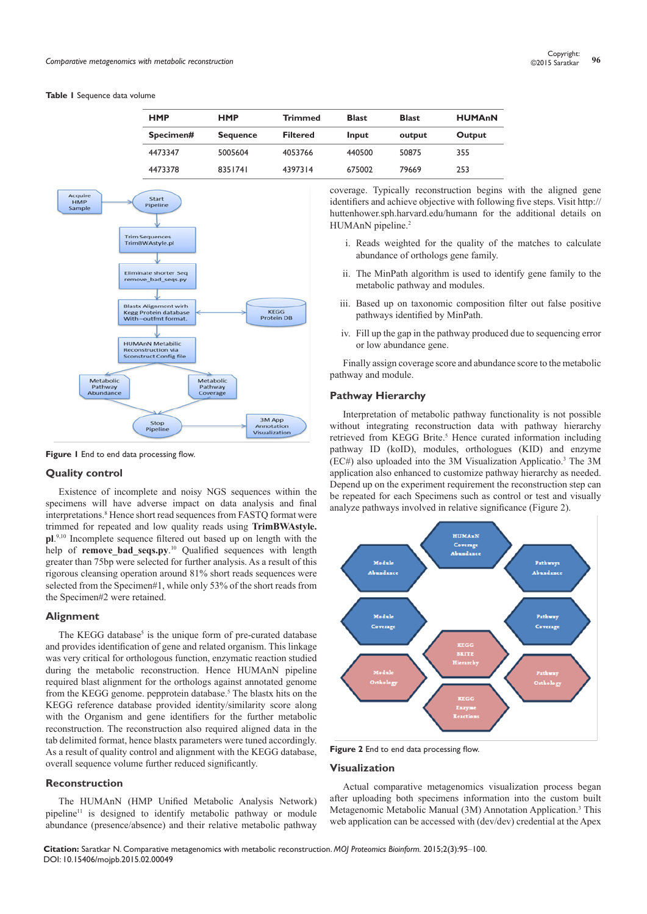**Table 1** Sequence data volume

| HMP | HMP | Trimmed | Blast | Blast | HUMAnN |
|---|---|---|---|---|---|
| **Specimen#** | **Sequence** | **Filtered** | **Input** | **output** | **Output** |
| 4473347 | 5005604 | 4053766 | 440500 | 50875 | 355 |
| 4473378 | 8351741 | 4397314 | 675002 | 79669 | 253 |

**Figure 1** End to end data processing flow.

## Quality control

Existence of incomplete and noisy NGS sequences within the specimens will have adverse impact on data analysis and final interpretations.[8] Hence short read sequences from FASTQ format were trimmed for repeated and low quality reads using **TrimBWAstyle.pl**.[9,10] Incomplete sequence filtered out based up on length with the help of **remove_bad_seqs.py**.[10] Qualified sequences with length greater than 75bp were selected for further analysis. As a result of this rigorous cleansing operation around 81% short reads sequences were selected from the Specimen#1, while only 53% of the short reads from the Specimen#2 were retained.

## Alignment

The KEGG database[5] is the unique form of pre-curated database and provides identification of gene and related organism. This linkage was very critical for orthologous function, enzymatic reaction studied during the metabolic reconstruction. Hence HUMAnN pipeline required blast alignment for the orthologs against annotated genome from the KEGG genome. pepprotein database.[5] The blastx hits on the KEGG reference database provided identity/similarity score along with the Organism and gene identifiers for the further metabolic reconstruction. The reconstruction also required aligned data in the tab delimited format, hence blastx parameters were tuned accordingly. As a result of quality control and alignment with the KEGG database, overall sequence volume further reduced significantly.

## Reconstruction

The HUMAnN (HMP Unified Metabolic Analysis Network) pipeline[11] is designed to identify metabolic pathway or module abundance (presence/absence) and their relative metabolic pathway coverage. Typically reconstruction begins with the aligned gene identifiers and achieve objective with following five steps. Visit http://huttenhower.sph.harvard.edu/humann for the additional details on HUMAnN pipeline.[2]

i. Reads weighted for the quality of the matches to calculate abundance of orthologs gene family.

ii. The MinPath algorithm is used to identify gene family to the metabolic pathway and modules.

iii. Based up on taxonomic composition filter out false positive pathways identified by MinPath.

iv. Fill up the gap in the pathway produced due to sequencing error or low abundance gene.

Finally assign coverage score and abundance score to the metabolic pathway and module.

## Pathway Hierarchy

Interpretation of metabolic pathway functionality is not possible without integrating reconstruction data with pathway hierarchy retrieved from KEGG Brite.[5] Hence curated information including pathway ID (koID), modules, orthologues (KID) and enzyme (EC#) also uploaded into the 3M Visualization Applicatio.[3] The 3M application also enhanced to customize pathway hierarchy as needed. Depend up on the experiment requirement the reconstruction step can be repeated for each Specimens such as control or test and visually analyze pathways involved in relative significance (Figure 2).

**Figure 2** End to end data processing flow.

## Visualization

Actual comparative metagenomics visualization process began after uploading both specimens information into the custom built Metagenomic Metabolic Manual (3M) Annotation Application.[3] This web application can be accessed with (dev/dev) credential at the Apex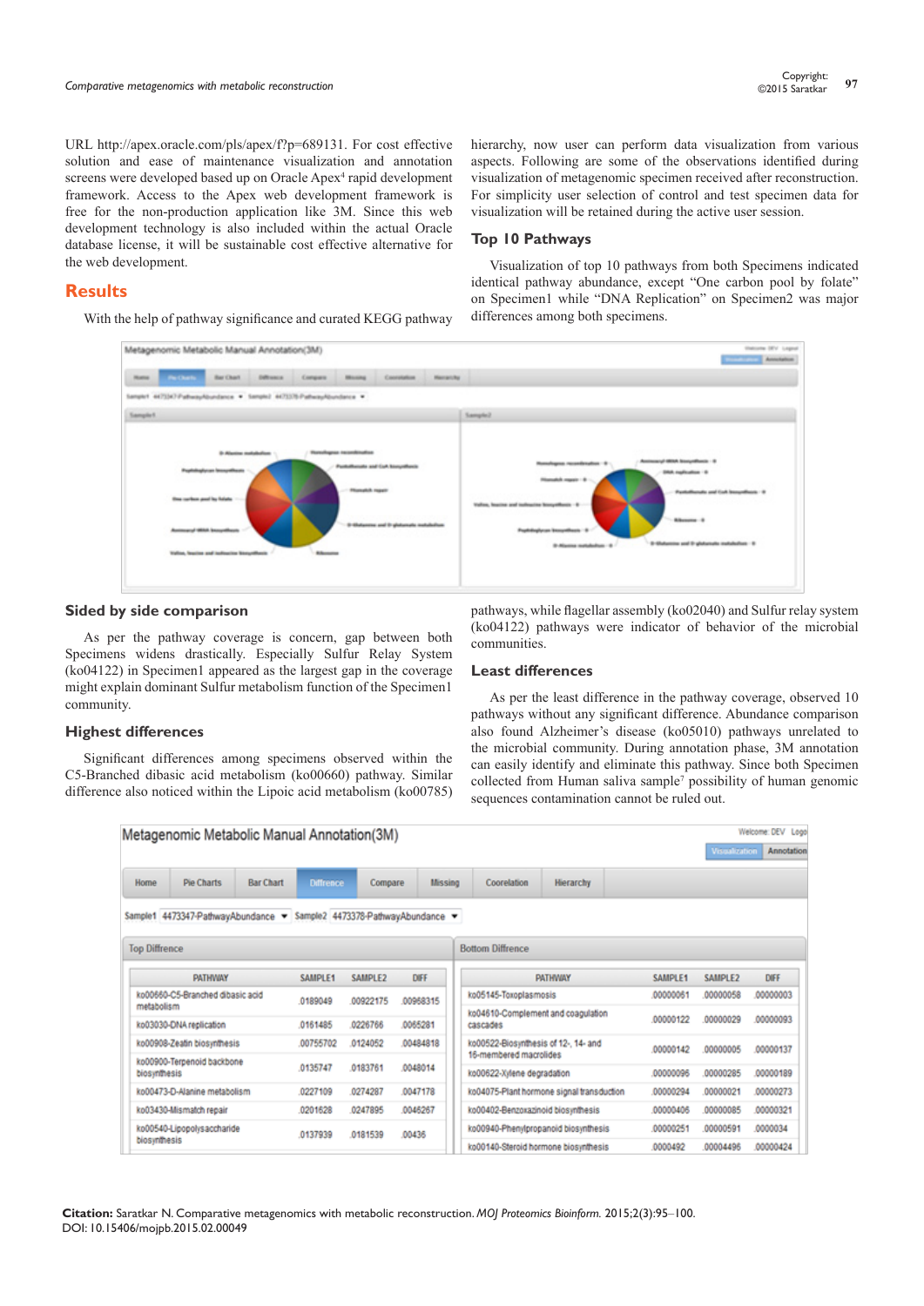URL http://apex.oracle.com/pls/apex/f?p=689131. For cost effective solution and ease of maintenance visualization and annotation screens were developed based up on Oracle Apex[4] rapid development framework. Access to the Apex web development framework is free for the non-production application like 3M. Since this web development technology is also included within the actual Oracle database license, it will be sustainable cost effective alternative for the web development.

## Results

With the help of pathway significance and curated KEGG pathway hierarchy, now user can perform data visualization from various aspects. Following are some of the observations identified during visualization of metagenomic specimen received after reconstruction. For simplicity user selection of control and test specimen data for visualization will be retained during the active user session.

### Top 10 Pathways

Visualization of top 10 pathways from both Specimens indicated identical pathway abundance, except "One carbon pool by folate" on Specimen1 while "DNA Replication" on Specimen2 was major differences among both specimens.

### Sided by side comparison

As per the pathway coverage is concern, gap between both Specimens widens drastically. Especially Sulfur Relay System (ko04122) in Specimen1 appeared as the largest gap in the coverage might explain dominant Sulfur metabolism function of the Specimen1 community.

### Highest differences

Significant differences among specimens observed within the C5-Branched dibasic acid metabolism (ko00660) pathway. Similar difference also noticed within the Lipoic acid metabolism (ko00785) pathways, while flagellar assembly (ko02040) and Sulfur relay system (ko04122) pathways were indicator of behavior of the microbial communities.

### Least differences

As per the least difference in the pathway coverage, observed 10 pathways without any significant difference. Abundance comparison also found Alzheimer's disease (ko05010) pathways unrelated to the microbial community. During annotation phase, 3M annotation can easily identify and eliminate this pathway. Since both Specimen collected from Human saliva sample[7] possibility of human genomic sequences contamination cannot be ruled out.

Metagenomic Metabolic Manual Annotation(3M)

Top Diffrence

| PATHWAY | SAMPLE1 | SAMPLE2 | DIFF |
|---|---|---|---|
| ko00660-C5-Branched dibasic acid metabolism | .0189049 | .00922175 | .00968315 |
| ko03030-DNA replication | .0161485 | .0226766 | .0065281 |
| ko00908-Zeatin biosynthesis | .00755702 | .0124052 | .00484818 |
| ko00900-Terpenoid backbone biosynthesis | .0135747 | .0183761 | .0048014 |
| ko00473-D-Alanine metabolism | .0227109 | .0274287 | .0047178 |
| ko03430-Mismatch repair | .0201628 | .0247895 | .0046267 |
| ko00540-Lipopolysaccharide biosynthesis | .0137939 | .0181539 | .00436 |

Bottom Diffrence

| PATHWAY | SAMPLE1 | SAMPLE2 | DIFF |
|---|---|---|---|
| ko05145-Toxoplasmosis | .00000061 | .00000058 | .00000003 |
| ko04610-Complement and coagulation cascades | .00000122 | .00000029 | .00000093 |
| ko00522-Biosynthesis of 12-, 14- and 16-membered macrolides | .00000142 | .00000005 | .00000137 |
| ko00622-Xylene degradation | .00000096 | .00000285 | .00000189 |
| ko04075-Plant hormone signal transduction | .00000294 | .00000021 | .00000273 |
| ko00402-Benzoxazinoid biosynthesis | .00000406 | .00000085 | .00000321 |
| ko00940-Phenylpropanoid biosynthesis | .00000251 | .00000591 | .0000034 |
| ko00140-Steroid hormone biosynthesis | .0000492 | .00004496 | .00000424 |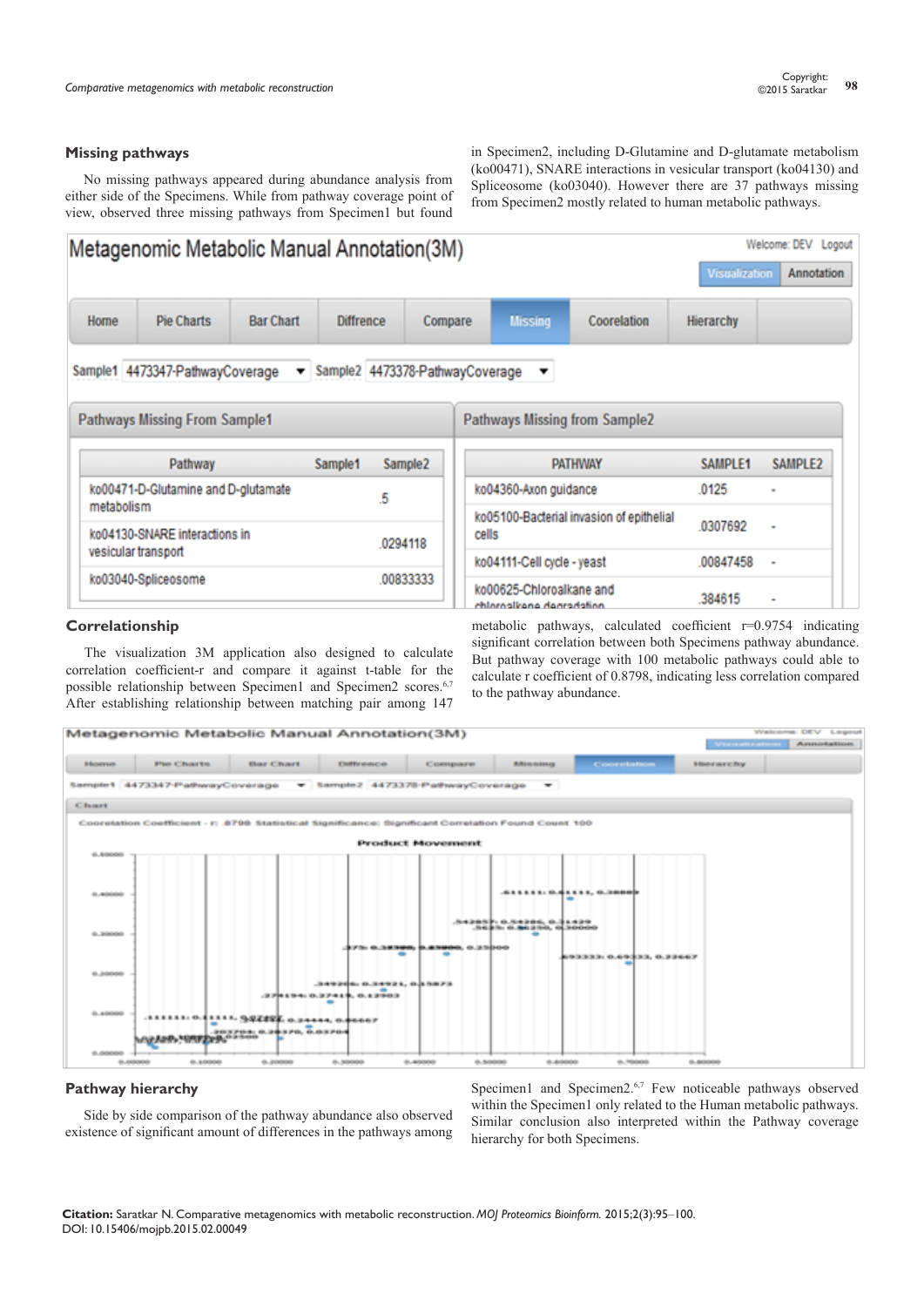## Missing pathways

No missing pathways appeared during abundance analysis from either side of the Specimens. While from pathway coverage point of view, observed three missing pathways from Specimen1 but found in Specimen2, including D-Glutamine and D-glutamate metabolism (ko00471), SNARE interactions in vesicular transport (ko04130) and Spliceosome (ko03040). However there are 37 pathways missing from Specimen2 mostly related to human metabolic pathways.

## Correlationship

The visualization 3M application also designed to calculate correlation coefficient-r and compare it against t-table for the possible relationship between Specimen1 and Specimen2 scores.[6,7] After establishing relationship between matching pair among 147 metabolic pathways, calculated coefficient r=0.9754 indicating significant correlation between both Specimens pathway abundance. But pathway coverage with 100 metabolic pathways could able to calculate r coefficient of 0.8798, indicating less correlation compared to the pathway abundance.

## Pathway hierarchy

Side by side comparison of the pathway abundance also observed existence of significant amount of differences in the pathways among Specimen1 and Specimen2.[6,7] Few noticeable pathways observed within the Specimen1 only related to the Human metabolic pathways. Similar conclusion also interpreted within the Pathway coverage hierarchy for both Specimens.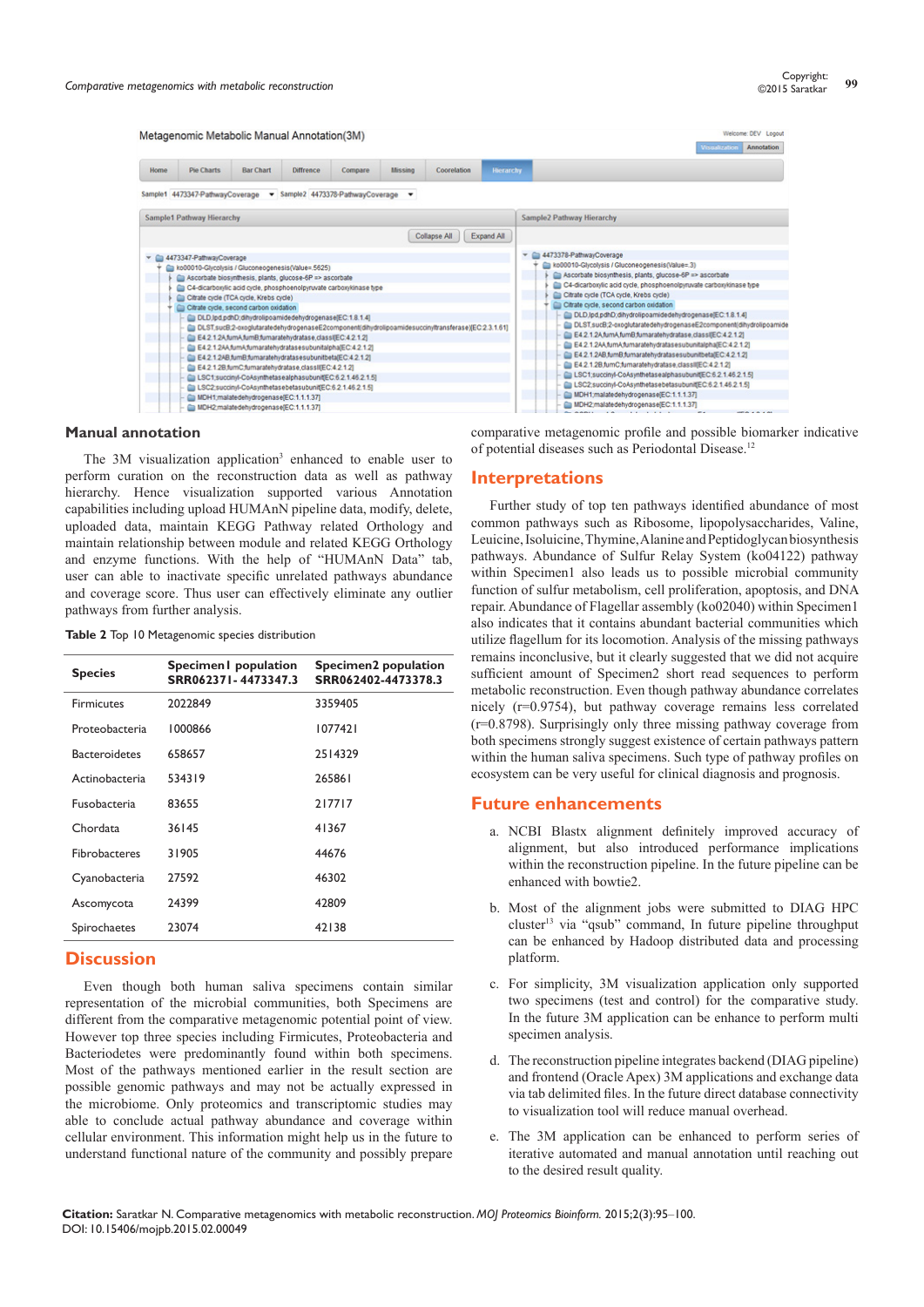## Manual annotation

The 3M visualization application[3] enhanced to enable user to perform curation on the reconstruction data as well as pathway hierarchy. Hence visualization supported various Annotation capabilities including upload HUMAnN pipeline data, modify, delete, uploaded data, maintain KEGG Pathway related Orthology and maintain relationship between module and related KEGG Orthology and enzyme functions. With the help of "HUMAnN Data" tab, user can able to inactivate specific unrelated pathways abundance and coverage score. Thus user can effectively eliminate any outlier pathways from further analysis.

**Table 2** Top 10 Metagenomic species distribution

| Species | Specimen1 population SRR062371- 4473347.3 | Specimen2 population SRR062402-4473378.3 |
|---|---|---|
| Firmicutes | 2022849 | 3359405 |
| Proteobacteria | 1000866 | 1077421 |
| Bacteroidetes | 658657 | 2514329 |
| Actinobacteria | 534319 | 265861 |
| Fusobacteria | 83655 | 217717 |
| Chordata | 36145 | 41367 |
| Fibrobacteres | 31905 | 44676 |
| Cyanobacteria | 27592 | 46302 |
| Ascomycota | 24399 | 42809 |
| Spirochaetes | 23074 | 42138 |

## Discussion

Even though both human saliva specimens contain similar representation of the microbial communities, both Specimens are different from the comparative metagenomic potential point of view. However top three species including Firmicutes, Proteobacteria and Bacteroidetes were predominantly found within both specimens. Most of the pathways mentioned earlier in the result section are possible genomic pathways and may not be actually expressed in the microbiome. Only proteomics and transcriptomic studies may able to conclude actual pathway abundance and coverage within cellular environment. This information might help us in the future to understand functional nature of the community and possibly prepare comparative metagenomic profile and possible biomarker indicative of potential diseases such as Periodontal Disease.[12]

## Interpretations

Further study of top ten pathways identified abundance of most common pathways such as Ribosome, lipopolysaccharides, Valine, Leuicine, Isoluicine, Thymine, Alanine and Peptidoglycan biosynthesis pathways. Abundance of Sulfur Relay System (ko04122) pathway within Specimen1 also leads us to possible microbial community function of sulfur metabolism, cell proliferation, apoptosis, and DNA repair. Abundance of Flagellar assembly (ko02040) within Specimen1 also indicates that it contains abundant bacterial communities which utilize flagellum for its locomotion. Analysis of the missing pathways remains inconclusive, but it clearly suggested that we did not acquire sufficient amount of Specimen2 short read sequences to perform metabolic reconstruction. Even though pathway abundance correlates nicely (r=0.9754), but pathway coverage remains less correlated (r=0.8798). Surprisingly only three missing pathway coverage from both specimens strongly suggest existence of certain pathways pattern within the human saliva specimens. Such type of pathway profiles on ecosystem can be very useful for clinical diagnosis and prognosis.

## Future enhancements

a. NCBI Blastx alignment definitely improved accuracy of alignment, but also introduced performance implications within the reconstruction pipeline. In the future pipeline can be enhanced with bowtie2.

b. Most of the alignment jobs were submitted to DIAG HPC cluster[13] via "qsub" command, In future pipeline throughput can be enhanced by Hadoop distributed data and processing platform.

c. For simplicity, 3M visualization application only supported two specimens (test and control) for the comparative study. In the future 3M application can be enhance to perform multi specimen analysis.

d. The reconstruction pipeline integrates backend (DIAG pipeline) and frontend (Oracle Apex) 3M applications and exchange data via tab delimited files. In the future direct database connectivity to visualization tool will reduce manual overhead.

e. The 3M application can be enhanced to perform series of iterative automated and manual annotation until reaching out to the desired result quality.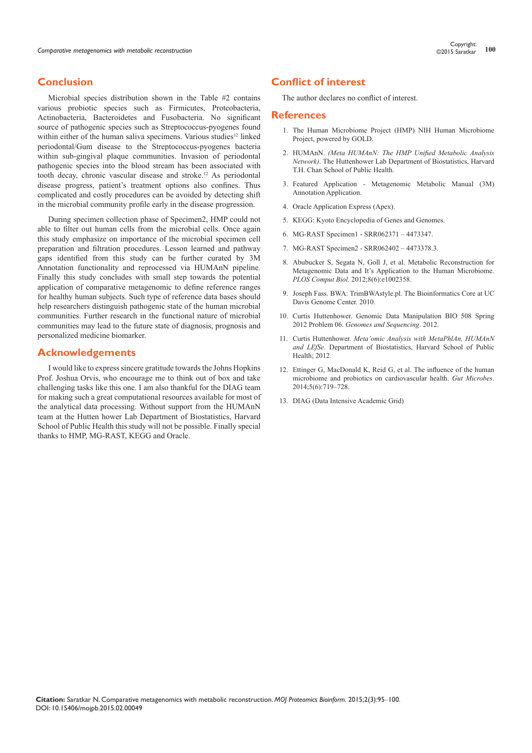## Conclusion

Microbial species distribution shown in the Table #2 contains various probiotic species such as Firmicutes, Proteobacteria, Actinobacteria, Bacteroidetes and Fusobacteria. No significant source of pathogenic species such as Streptococcus-pyogenes found within either of the human saliva specimens. Various studies[12] linked periodontal/Gum disease to the Streptococcus-pyogenes bacteria within sub-gingival plaque communities. Invasion of periodontal pathogenic species into the blood stream has been associated with tooth decay, chronic vascular disease and stroke.[12] As periodontal disease progress, patient's treatment options also confines. Thus complicated and costly procedures can be avoided by detecting shift in the microbial community profile early in the disease progression.

During specimen collection phase of Specimen2, HMP could not able to filter out human cells from the microbial cells. Once again this study emphasize on importance of the microbial specimen cell preparation and filtration procedures. Lesson learned and pathway gaps identified from this study can be further curated by 3M Annotation functionality and reprocessed via HUMAnN pipeline. Finally this study concludes with small step towards the potential application of comparative metagenomic to define reference ranges for healthy human subjects. Such type of reference data bases should help researchers distinguish pathogenic state of the human microbial communities. Further research in the functional nature of microbial communities may lead to the future state of diagnosis, prognosis and personalized medicine biomarker.

## Acknowledgements

I would like to express sincere gratitude towards the Johns Hopkins Prof. Joshua Orvis, who encourage me to think out of box and take challenging tasks like this one. I am also thankful for the DIAG team for making such a great computational resources available for most of the analytical data processing. Without support from the HUMAnN team at the Hutten hower Lab Department of Biostatistics, Harvard School of Public Health this study will not be possible. Finally special thanks to HMP, MG-RAST, KEGG and Oracle.

## Conflict of interest

The author declares no conflict of interest.

## References

1. The Human Microbiome Project (HMP) NIH Human Microbiome Project, powered by GOLD.
2. HUMAnN. *(Meta HUMAnN: The HMP Unified Metabolic Analysis Network)*. The Huttenhower Lab Department of Biostatistics, Harvard T.H. Chan School of Public Health.
3. Featured Application - Metagenomic Metabolic Manual (3M) Annotation Application.
4. Oracle Application Express (Apex).
5. KEGG: Kyoto Encyclopedia of Genes and Genomes.
6. MG-RAST Specimen1 - SRR062371 – 4473347.
7. MG-RAST Specimen2 - SRR062402 – 4473378.3.
8. Abubucker S, Segata N, Goll J, et al. Metabolic Reconstruction for Metagenomic Data and It's Application to the Human Microbiome. *PLOS Comput Biol*. 2012;8(6):e1002358.
9. Joseph Fass. BWA: TrimBWAstyle.pl. The Bioinformatics Core at UC Davis Genome Center. 2010.
10. Curtis Huttenhower. Genomic Data Manipulation BIO 508 Spring 2012 Problem 06. *Genomes and Sequencing*. 2012.
11. Curtis Huttenhower. *Meta'omic Analysis with MetaPhlAn, HUMAnN and LEfSe*. Department of Biostatistics, Harvard School of Public Health; 2012.
12. Ettinger G, MacDonald K, Reid G, et al. The influence of the human microbiome and probiotics on cardiovascular health. *Gut Microbes*. 2014;5(6):719–728.
13. DIAG (Data Intensive Academic Grid)